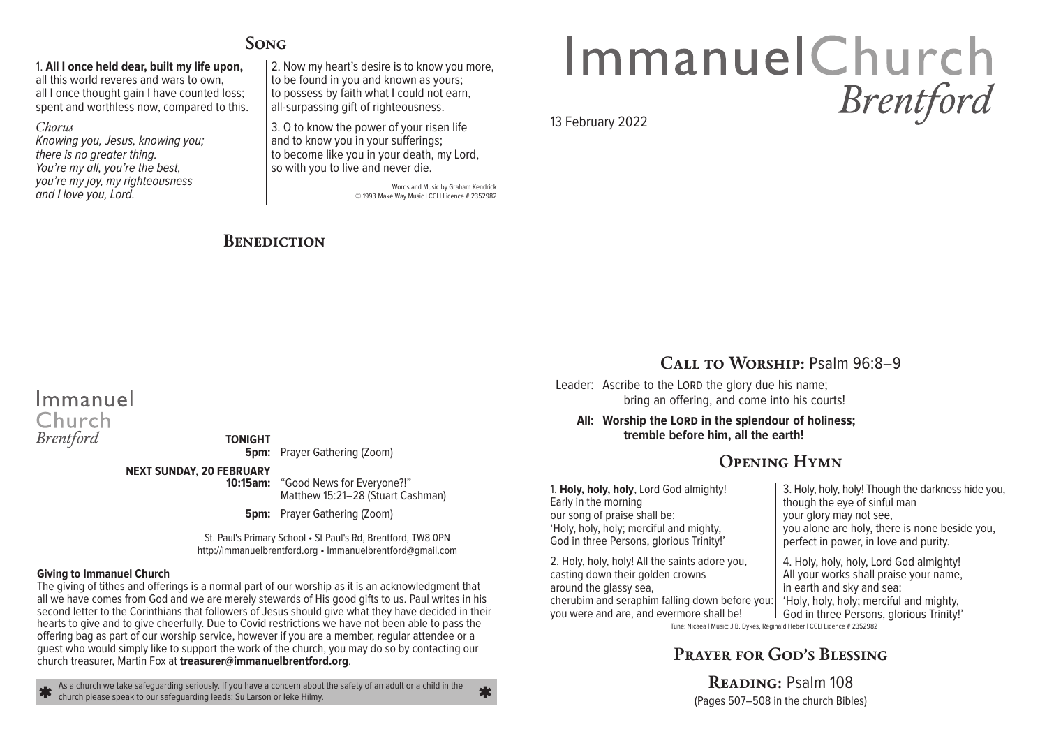## Song

1. **All I once held dear, built my life upon,**
all this world reveres and wars to own,
all I once thought gain I have counted loss;
spent and worthless now, compared to this.

*Chorus*
*Knowing you, Jesus, knowing you;*
*there is no greater thing.*
*You're my all, you're the best,*
*you're my joy, my righteousness*
*and I love you, Lord.*

2. Now my heart's desire is to know you more,
to be found in you and known as yours;
to possess by faith what I could not earn,
all-surpassing gift of righteousness.

3. O to know the power of your risen life
and to know you in your sufferings;
to become like you in your death, my Lord,
so with you to live and never die.

Words and Music by Graham Kendrick
© 1993 Make Way Music | CCLI Licence # 2352982

## Benediction

Immanuel Church *Brentford*

**TONIGHT**
**5pm:** Prayer Gathering (Zoom)

**NEXT SUNDAY, 20 FEBRUARY**
**10:15am:** "Good News for Everyone?!" Matthew 15:21–28 (Stuart Cashman)
**5pm:** Prayer Gathering (Zoom)

St. Paul's Primary School • St Paul's Rd, Brentford, TW8 0PN
http://immanuelbrentford.org • Immanuelbrentford@gmail.com

**Giving to Immanuel Church**
The giving of tithes and offerings is a normal part of our worship as it is an acknowledgment that all we have comes from God and we are merely stewards of His good gifts to us. Paul writes in his second letter to the Corinthians that followers of Jesus should give what they have decided in their hearts to give and to give cheerfully. Due to Covid restrictions we have not been able to pass the offering bag as part of our worship service, however if you are a member, regular attendee or a guest who would simply like to support the work of the church, you may do so by contacting our church treasurer, Martin Fox at **treasurer@immanuelbrentford.org**.

✱ As a church we take safeguarding seriously. If you have a concern about the safety of an adult or a child in the church please speak to our safeguarding leads: Su Larson or Ieke Hilmy. ✱

# Immanuel Church *Brentford*

13 February 2022

## Call to Worship: Psalm 96:8–9

Leader: Ascribe to the Lord the glory due his name;
bring an offering, and come into his courts!

**All: Worship the Lord in the splendour of holiness;**
**tremble before him, all the earth!**

## Opening Hymn

1. **Holy, holy, holy**, Lord God almighty!
Early in the morning
our song of praise shall be:
'Holy, holy, holy; merciful and mighty,
God in three Persons, glorious Trinity!'

2. Holy, holy, holy! All the saints adore you,
casting down their golden crowns
around the glassy sea,
cherubim and seraphim falling down before you:
you were and are, and evermore shall be!

3. Holy, holy, holy! Though the darkness hide you,
though the eye of sinful man
your glory may not see,
you alone are holy, there is none beside you,
perfect in power, in love and purity.

4. Holy, holy, holy, Lord God almighty!
All your works shall praise your name,
in earth and sky and sea:
'Holy, holy, holy; merciful and mighty,
God in three Persons, glorious Trinity!'

Tune: Nicaea | Music: J.B. Dykes, Reginald Heber | CCLI Licence # 2352982

## Prayer for God's Blessing

## Reading: Psalm 108

(Pages 507–508 in the church Bibles)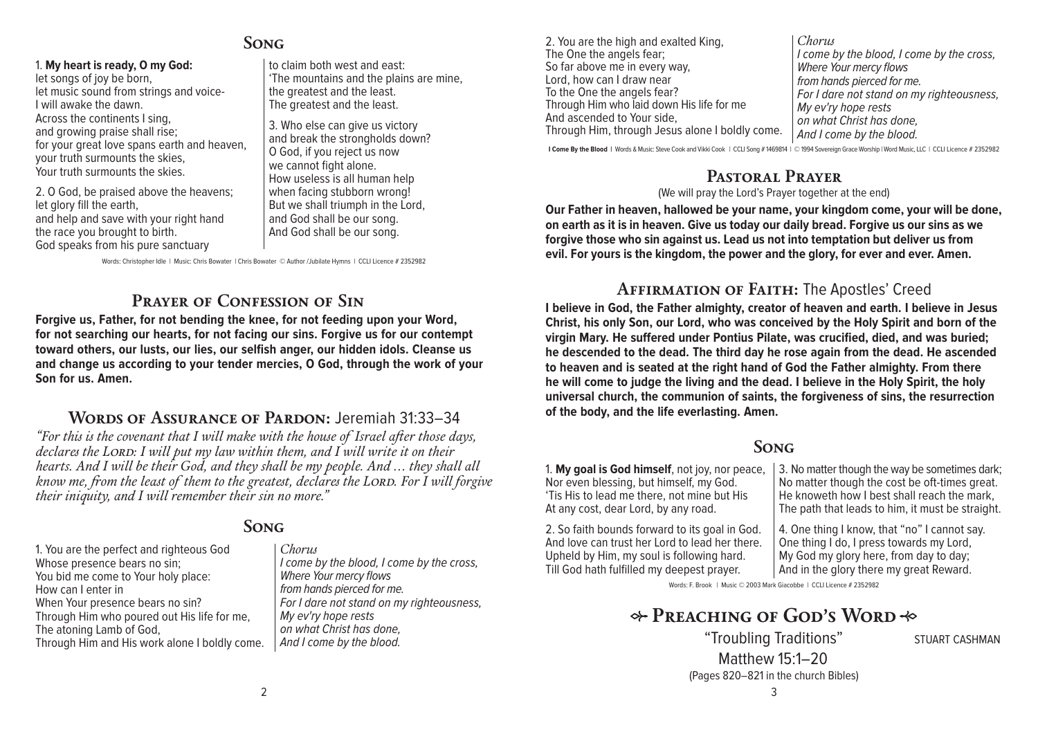## Song

1. **My heart is ready, O my God:**
let songs of joy be born,
let music sound from strings and voice-
I will awake the dawn.
Across the continents I sing,
and growing praise shall rise;
for your great love spans earth and heaven,
your truth surmounts the skies,
Your truth surmounts the skies.

2. O God, be praised above the heavens;
let glory fill the earth,
and help and save with your right hand
the race you brought to birth.
God speaks from his pure sanctuary
to claim both west and east:
'The mountains and the plains are mine,
the greatest and the least.
The greatest and the least.

3. Who else can give us victory
and break the strongholds down?
O God, if you reject us now
we cannot fight alone.
How useless is all human help
when facing stubborn wrong!
But we shall triumph in the Lord,
and God shall be our song.
And God shall be our song.

Words: Christopher Idle | Music: Chris Bowater | Chris Bowater © Author /Jubilate Hymns | CCLI Licence # 2352982

## Prayer of Confession of Sin

**Forgive us, Father, for not bending the knee, for not feeding upon your Word, for not searching our hearts, for not facing our sins. Forgive us for our contempt toward others, our lusts, our lies, our selfish anger, our hidden idols. Cleanse us and change us according to your tender mercies, O God, through the work of your Son for us. Amen.**

## Words of Assurance of Pardon: Jeremiah 31:33–34

*"For this is the covenant that I will make with the house of Israel after those days, declares the Lord: I will put my law within them, and I will write it on their hearts. And I will be their God, and they shall be my people. And … they shall all know me, from the least of them to the greatest, declares the Lord. For I will forgive their iniquity, and I will remember their sin no more."*

## Song

1. You are the perfect and righteous God
Whose presence bears no sin;
You bid me come to Your holy place:
How can I enter in
When Your presence bears no sin?
Through Him who poured out His life for me,
The atoning Lamb of God,
Through Him and His work alone I boldly come.

*Chorus*
*I come by the blood, I come by the cross,*
*Where Your mercy flows*
*from hands pierced for me.*
*For I dare not stand on my righteousness,*
*My ev'ry hope rests*
*on what Christ has done,*
*And I come by the blood.*

2. You are the high and exalted King,
The One the angels fear;
So far above me in every way,
Lord, how can I draw near
To the One the angels fear?
Through Him who laid down His life for me
And ascended to Your side,
Through Him, through Jesus alone I boldly come.

*Chorus*
*I come by the blood, I come by the cross,*
*Where Your mercy flows*
*from hands pierced for me.*
*For I dare not stand on my righteousness,*
*My ev'ry hope rests*
*on what Christ has done,*
*And I come by the blood.*

**I Come By the Blood** | Words & Music: Steve Cook and Vikki Cook | CCLI Song # 1469814 | © 1994 Sovereign Grace Worship | Word Music, LLC | CCLI Licence # 2352982

## Pastoral Prayer

(We will pray the Lord's Prayer together at the end)

**Our Father in heaven, hallowed be your name, your kingdom come, your will be done, on earth as it is in heaven. Give us today our daily bread. Forgive us our sins as we forgive those who sin against us. Lead us not into temptation but deliver us from evil. For yours is the kingdom, the power and the glory, for ever and ever. Amen.**

## Affirmation of Faith: The Apostles' Creed

**I believe in God, the Father almighty, creator of heaven and earth. I believe in Jesus Christ, his only Son, our Lord, who was conceived by the Holy Spirit and born of the virgin Mary. He suffered under Pontius Pilate, was crucified, died, and was buried; he descended to the dead. The third day he rose again from the dead. He ascended to heaven and is seated at the right hand of God the Father almighty. From there he will come to judge the living and the dead. I believe in the Holy Spirit, the holy universal church, the communion of saints, the forgiveness of sins, the resurrection of the body, and the life everlasting. Amen.**

## Song

1. **My goal is God himself**, not joy, nor peace,
Nor even blessing, but himself, my God.
'Tis His to lead me there, not mine but His
At any cost, dear Lord, by any road.

2. So faith bounds forward to its goal in God.
And love can trust her Lord to lead her there.
Upheld by Him, my soul is following hard.
Till God hath fulfilled my deepest prayer.

3. No matter though the way be sometimes dark;
No matter though the cost be oft-times great.
He knoweth how I best shall reach the mark,
The path that leads to him, it must be straight.

4. One thing I know, that "no" I cannot say.
One thing I do, I press towards my Lord,
My God my glory here, from day to day;
And in the glory there my great Reward.

Words: F. Brook | Music © 2003 Mark Giacobbe | CCLI Licence # 2352982

## Preaching of God's Word

"Troubling Traditions" STUART CASHMAN

Matthew 15:1–20

(Pages 820–821 in the church Bibles)